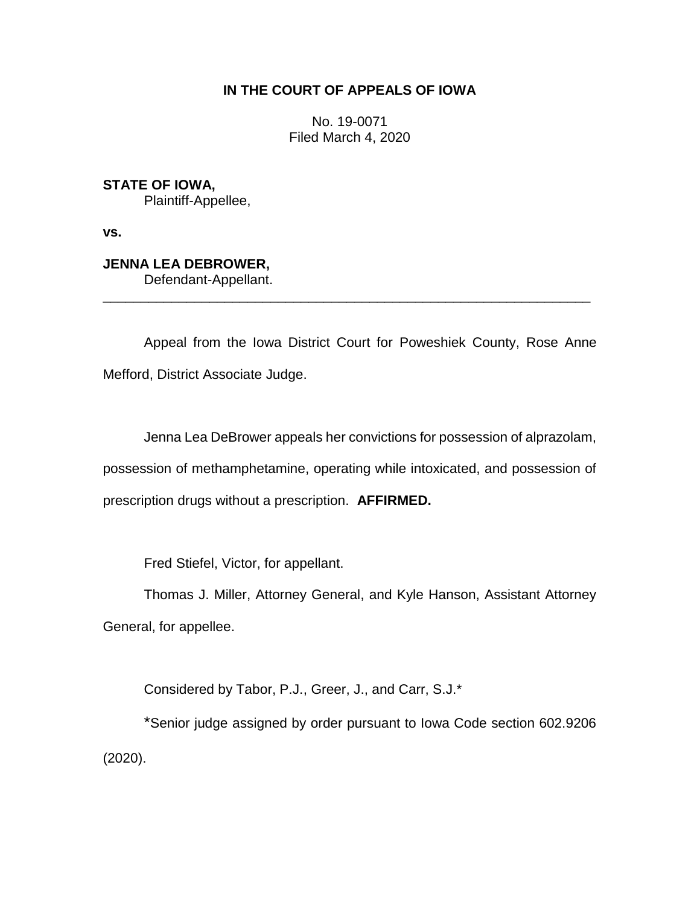**IN THE COURT OF APPEALS OF IOWA**

No. 19-0071
Filed March 4, 2020

**STATE OF IOWA,**
Plaintiff-Appellee,

**vs.**

**JENNA LEA DEBROWER,**
Defendant-Appellant.

---

Appeal from the Iowa District Court for Poweshiek County, Rose Anne Mefford, District Associate Judge.

Jenna Lea DeBrower appeals her convictions for possession of alprazolam, possession of methamphetamine, operating while intoxicated, and possession of prescription drugs without a prescription. **AFFIRMED.**

Fred Stiefel, Victor, for appellant.

Thomas J. Miller, Attorney General, and Kyle Hanson, Assistant Attorney General, for appellee.

Considered by Tabor, P.J., Greer, J., and Carr, S.J.*

*Senior judge assigned by order pursuant to Iowa Code section 602.9206 (2020).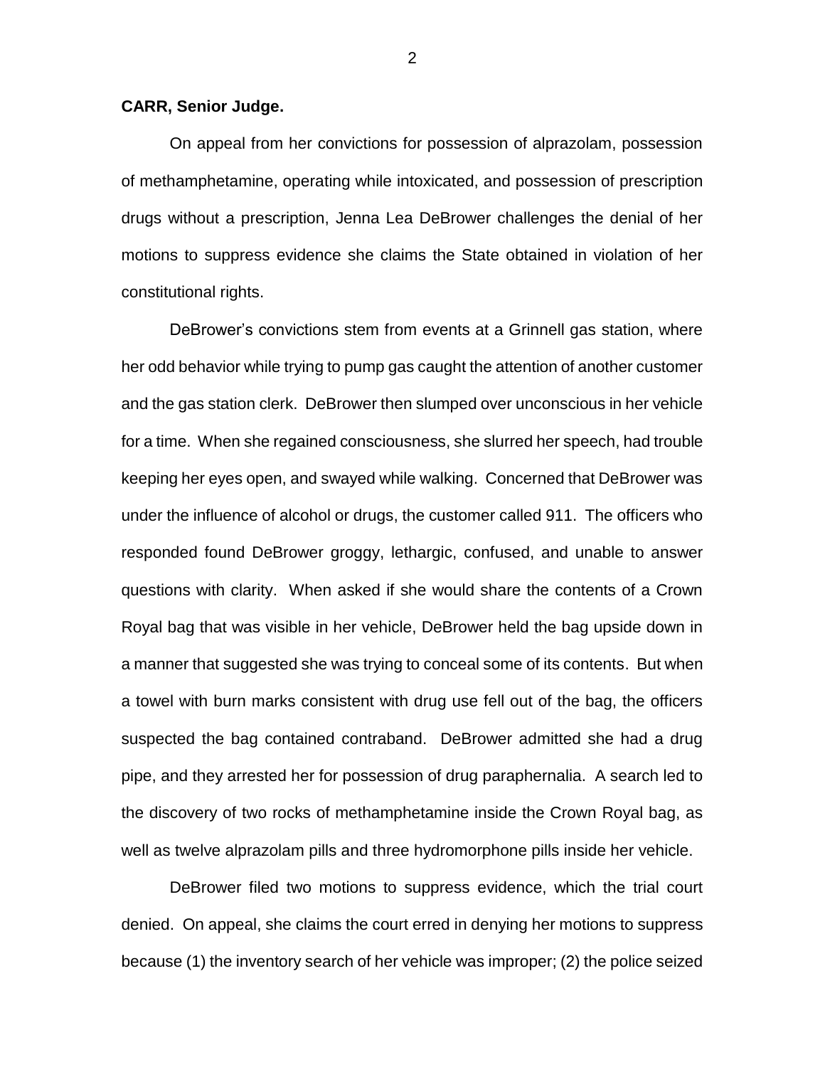**CARR, Senior Judge.**

On appeal from her convictions for possession of alprazolam, possession of methamphetamine, operating while intoxicated, and possession of prescription drugs without a prescription, Jenna Lea DeBrower challenges the denial of her motions to suppress evidence she claims the State obtained in violation of her constitutional rights.

DeBrower's convictions stem from events at a Grinnell gas station, where her odd behavior while trying to pump gas caught the attention of another customer and the gas station clerk. DeBrower then slumped over unconscious in her vehicle for a time. When she regained consciousness, she slurred her speech, had trouble keeping her eyes open, and swayed while walking. Concerned that DeBrower was under the influence of alcohol or drugs, the customer called 911. The officers who responded found DeBrower groggy, lethargic, confused, and unable to answer questions with clarity. When asked if she would share the contents of a Crown Royal bag that was visible in her vehicle, DeBrower held the bag upside down in a manner that suggested she was trying to conceal some of its contents. But when a towel with burn marks consistent with drug use fell out of the bag, the officers suspected the bag contained contraband. DeBrower admitted she had a drug pipe, and they arrested her for possession of drug paraphernalia. A search led to the discovery of two rocks of methamphetamine inside the Crown Royal bag, as well as twelve alprazolam pills and three hydromorphone pills inside her vehicle.

DeBrower filed two motions to suppress evidence, which the trial court denied. On appeal, she claims the court erred in denying her motions to suppress because (1) the inventory search of her vehicle was improper; (2) the police seized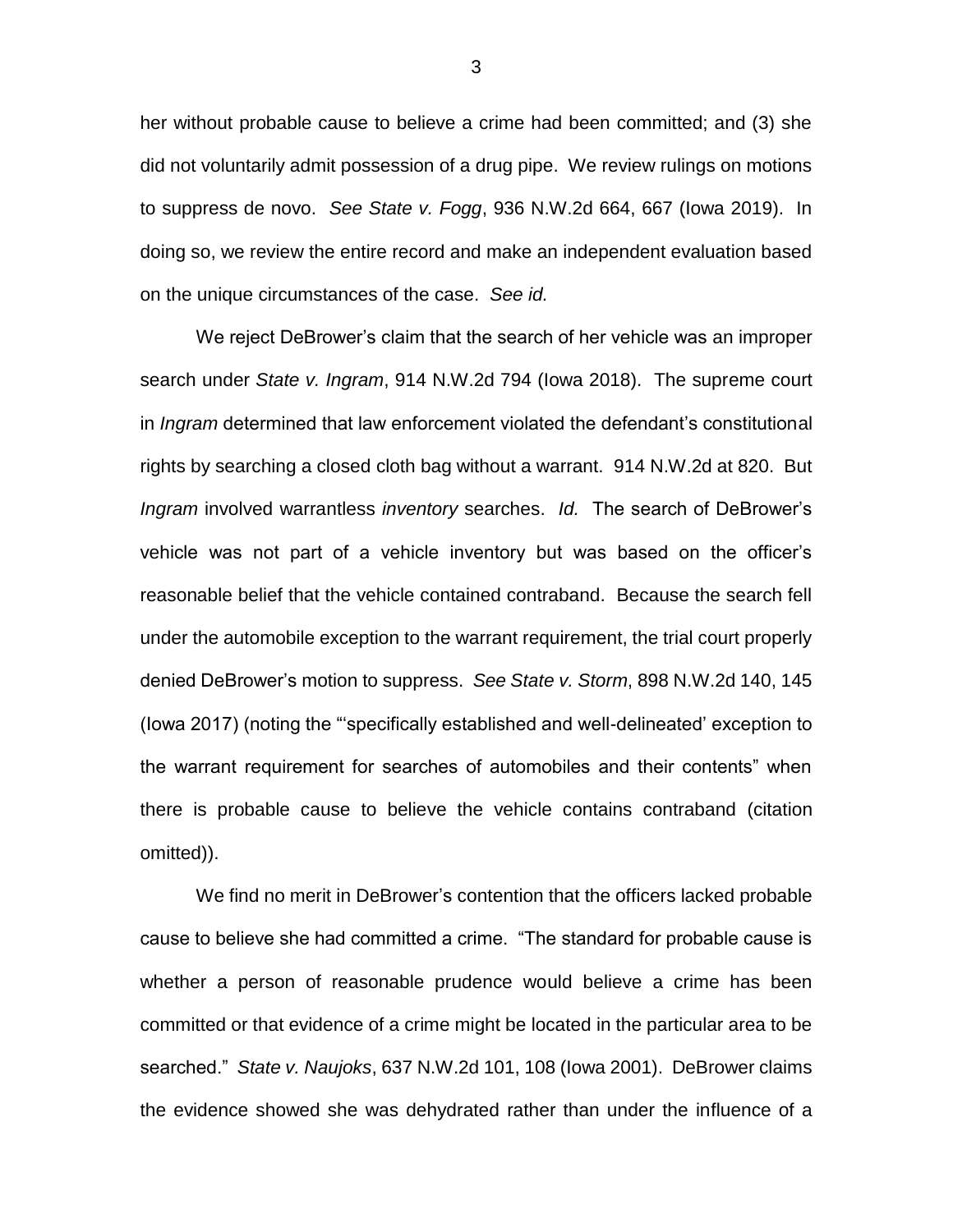her without probable cause to believe a crime had been committed; and (3) she did not voluntarily admit possession of a drug pipe. We review rulings on motions to suppress de novo. *See State v. Fogg*, 936 N.W.2d 664, 667 (Iowa 2019). In doing so, we review the entire record and make an independent evaluation based on the unique circumstances of the case. *See id.*

We reject DeBrower's claim that the search of her vehicle was an improper search under *State v. Ingram*, 914 N.W.2d 794 (Iowa 2018). The supreme court in *Ingram* determined that law enforcement violated the defendant's constitutional rights by searching a closed cloth bag without a warrant. 914 N.W.2d at 820. But *Ingram* involved warrantless *inventory* searches. *Id.* The search of DeBrower's vehicle was not part of a vehicle inventory but was based on the officer's reasonable belief that the vehicle contained contraband. Because the search fell under the automobile exception to the warrant requirement, the trial court properly denied DeBrower's motion to suppress. *See State v. Storm*, 898 N.W.2d 140, 145 (Iowa 2017) (noting the "'specifically established and well-delineated' exception to the warrant requirement for searches of automobiles and their contents" when there is probable cause to believe the vehicle contains contraband (citation omitted)).

We find no merit in DeBrower's contention that the officers lacked probable cause to believe she had committed a crime. "The standard for probable cause is whether a person of reasonable prudence would believe a crime has been committed or that evidence of a crime might be located in the particular area to be searched." *State v. Naujoks*, 637 N.W.2d 101, 108 (Iowa 2001). DeBrower claims the evidence showed she was dehydrated rather than under the influence of a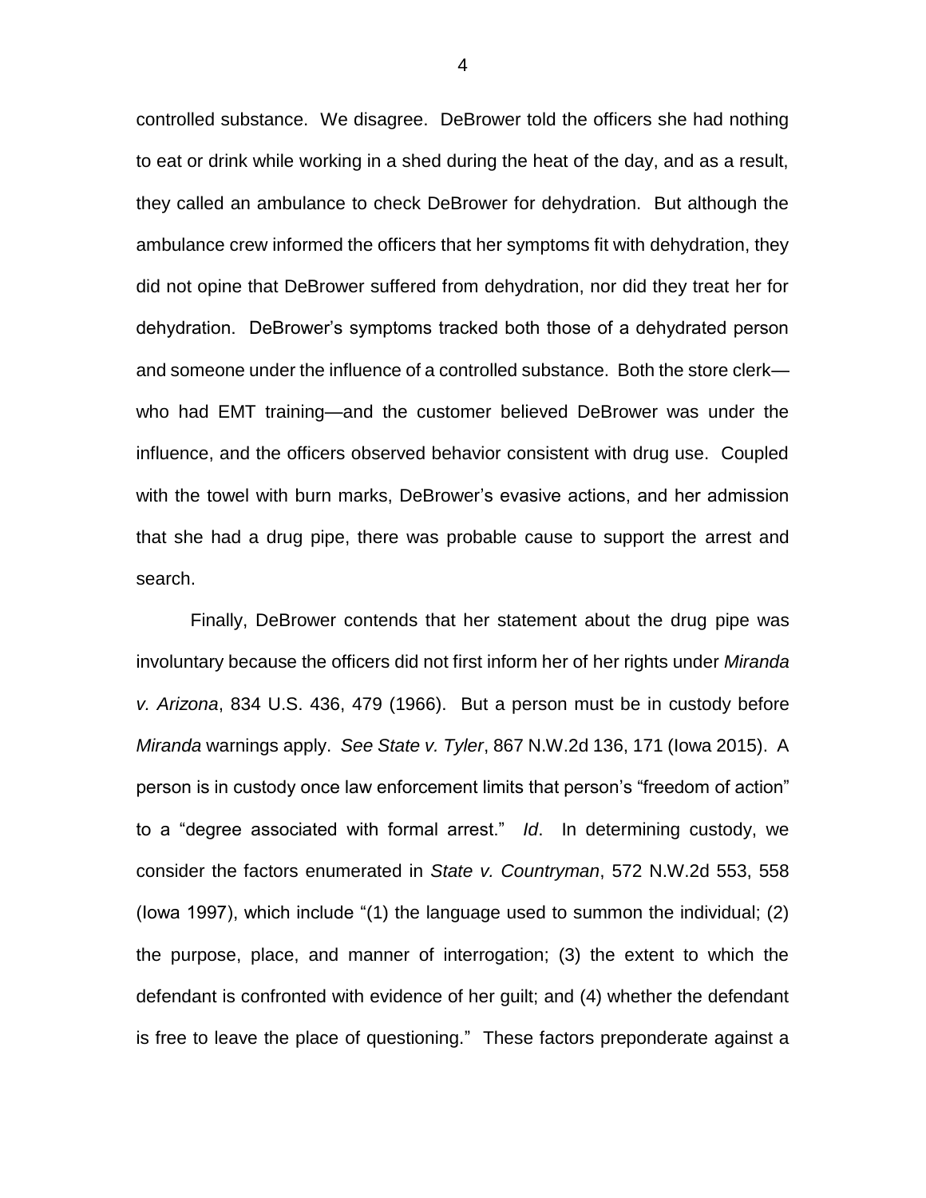controlled substance. We disagree. DeBrower told the officers she had nothing to eat or drink while working in a shed during the heat of the day, and as a result, they called an ambulance to check DeBrower for dehydration. But although the ambulance crew informed the officers that her symptoms fit with dehydration, they did not opine that DeBrower suffered from dehydration, nor did they treat her for dehydration. DeBrower's symptoms tracked both those of a dehydrated person and someone under the influence of a controlled substance. Both the store clerk—who had EMT training—and the customer believed DeBrower was under the influence, and the officers observed behavior consistent with drug use. Coupled with the towel with burn marks, DeBrower's evasive actions, and her admission that she had a drug pipe, there was probable cause to support the arrest and search.

Finally, DeBrower contends that her statement about the drug pipe was involuntary because the officers did not first inform her of her rights under *Miranda v. Arizona*, 834 U.S. 436, 479 (1966). But a person must be in custody before *Miranda* warnings apply. *See State v. Tyler*, 867 N.W.2d 136, 171 (Iowa 2015). A person is in custody once law enforcement limits that person's "freedom of action" to a "degree associated with formal arrest." *Id*. In determining custody, we consider the factors enumerated in *State v. Countryman*, 572 N.W.2d 553, 558 (Iowa 1997), which include "(1) the language used to summon the individual; (2) the purpose, place, and manner of interrogation; (3) the extent to which the defendant is confronted with evidence of her guilt; and (4) whether the defendant is free to leave the place of questioning." These factors preponderate against a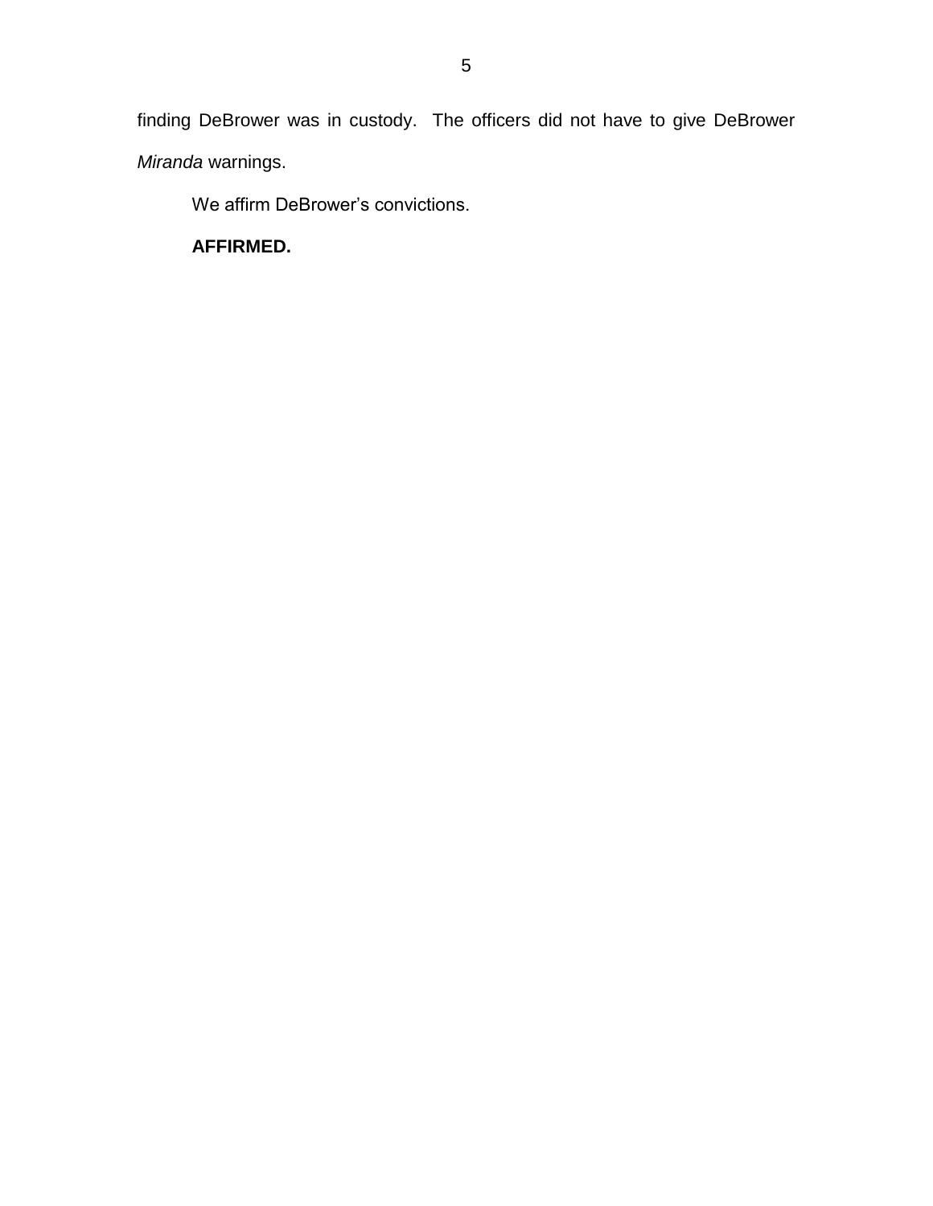finding DeBrower was in custody. The officers did not have to give DeBrower *Miranda* warnings.

We affirm DeBrower's convictions.

**AFFIRMED.**